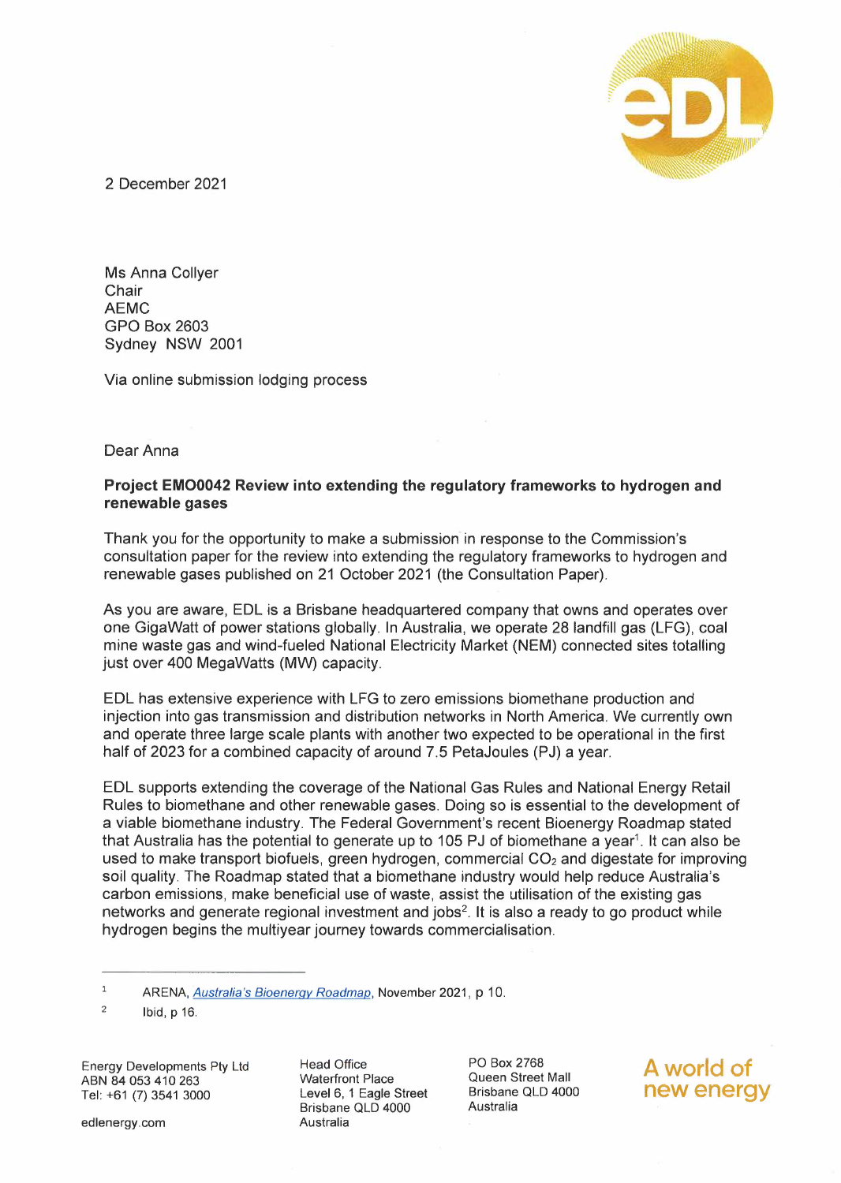2 December 2021

Ms Anna Collyer
Chair
AEMC
GPO Box 2603
Sydney NSW 2001

Via online submission lodging process

Dear Anna

**Project EMO0042 Review into extending the regulatory frameworks to hydrogen and renewable gases**

Thank you for the opportunity to make a submission in response to the Commission's consultation paper for the review into extending the regulatory frameworks to hydrogen and renewable gases published on 21 October 2021 (the Consultation Paper).

As you are aware, EDL is a Brisbane headquartered company that owns and operates over one GigaWatt of power stations globally. In Australia, we operate 28 landfill gas (LFG), coal mine waste gas and wind-fueled National Electricity Market (NEM) connected sites totalling just over 400 MegaWatts (MW) capacity.

EDL has extensive experience with LFG to zero emissions biomethane production and injection into gas transmission and distribution networks in North America. We currently own and operate three large scale plants with another two expected to be operational in the first half of 2023 for a combined capacity of around 7.5 PetaJoules (PJ) a year.

EDL supports extending the coverage of the National Gas Rules and National Energy Retail Rules to biomethane and other renewable gases. Doing so is essential to the development of a viable biomethane industry. The Federal Government's recent Bioenergy Roadmap stated that Australia has the potential to generate up to 105 PJ of biomethane a year[1]. It can also be used to make transport biofuels, green hydrogen, commercial $CO_2$ and digestate for improving soil quality. The Roadmap stated that a biomethane industry would help reduce Australia's carbon emissions, make beneficial use of waste, assist the utilisation of the existing gas networks and generate regional investment and jobs[2]. It is also a ready to go product while hydrogen begins the multiyear journey towards commercialisation.

---

[1] ARENA, *Australia's Bioenergy Roadmap*, November 2021, p 10.

[2] Ibid, p 16.

Energy Developments Pty Ltd
ABN 84 053 410 263
Tel: +61 (7) 3541 3000
edlenergy.com

Head Office
Waterfront Place
Level 6, 1 Eagle Street
Brisbane QLD 4000
Australia

PO Box 2768
Queen Street Mall
Brisbane QLD 4000
Australia

A world of new energy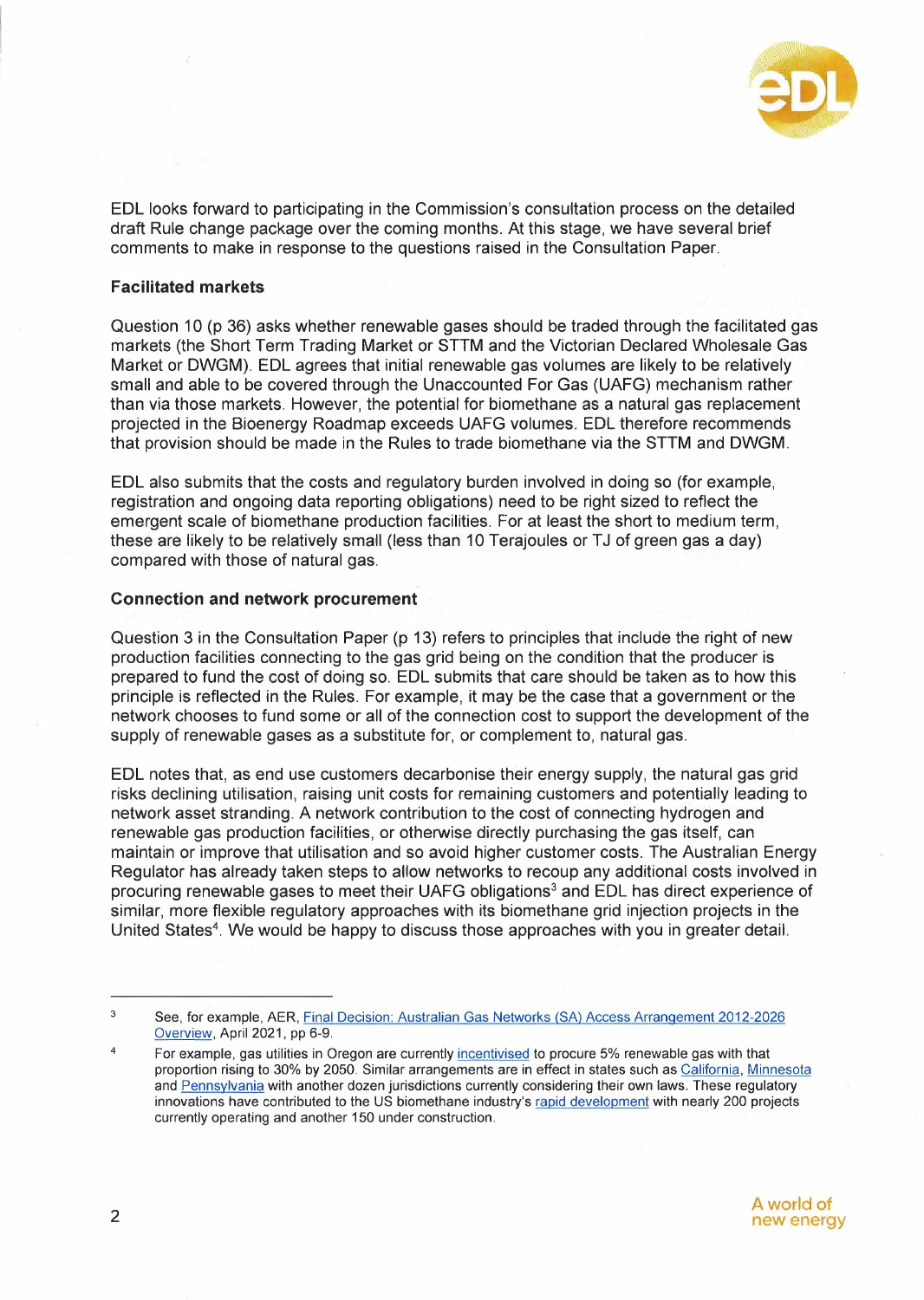EDL looks forward to participating in the Commission's consultation process on the detailed draft Rule change package over the coming months. At this stage, we have several brief comments to make in response to the questions raised in the Consultation Paper.

**Facilitated markets**

Question 10 (p 36) asks whether renewable gases should be traded through the facilitated gas markets (the Short Term Trading Market or STTM and the Victorian Declared Wholesale Gas Market or DWGM). EDL agrees that initial renewable gas volumes are likely to be relatively small and able to be covered through the Unaccounted For Gas (UAFG) mechanism rather than via those markets. However, the potential for biomethane as a natural gas replacement projected in the Bioenergy Roadmap exceeds UAFG volumes. EDL therefore recommends that provision should be made in the Rules to trade biomethane via the STTM and DWGM.

EDL also submits that the costs and regulatory burden involved in doing so (for example, registration and ongoing data reporting obligations) need to be right sized to reflect the emergent scale of biomethane production facilities. For at least the short to medium term, these are likely to be relatively small (less than 10 Terajoules or TJ of green gas a day) compared with those of natural gas.

**Connection and network procurement**

Question 3 in the Consultation Paper (p 13) refers to principles that include the right of new production facilities connecting to the gas grid being on the condition that the producer is prepared to fund the cost of doing so. EDL submits that care should be taken as to how this principle is reflected in the Rules. For example, it may be the case that a government or the network chooses to fund some or all of the connection cost to support the development of the supply of renewable gases as a substitute for, or complement to, natural gas.

EDL notes that, as end use customers decarbonise their energy supply, the natural gas grid risks declining utilisation, raising unit costs for remaining customers and potentially leading to network asset stranding. A network contribution to the cost of connecting hydrogen and renewable gas production facilities, or otherwise directly purchasing the gas itself, can maintain or improve that utilisation and so avoid higher customer costs. The Australian Energy Regulator has already taken steps to allow networks to recoup any additional costs involved in procuring renewable gases to meet their UAFG obligations[3] and EDL has direct experience of similar, more flexible regulatory approaches with its biomethane grid injection projects in the United States[4]. We would be happy to discuss those approaches with you in greater detail.

---

[3] See, for example, AER, Final Decision: Australian Gas Networks (SA) Access Arrangement 2012-2026 Overview, April 2021, pp 6-9.

[4] For example, gas utilities in Oregon are currently incentivised to procure 5% renewable gas with that proportion rising to 30% by 2050. Similar arrangements are in effect in states such as California, Minnesota and Pennsylvania with another dozen jurisdictions currently considering their own laws. These regulatory innovations have contributed to the US biomethane industry's rapid development with nearly 200 projects currently operating and another 150 under construction.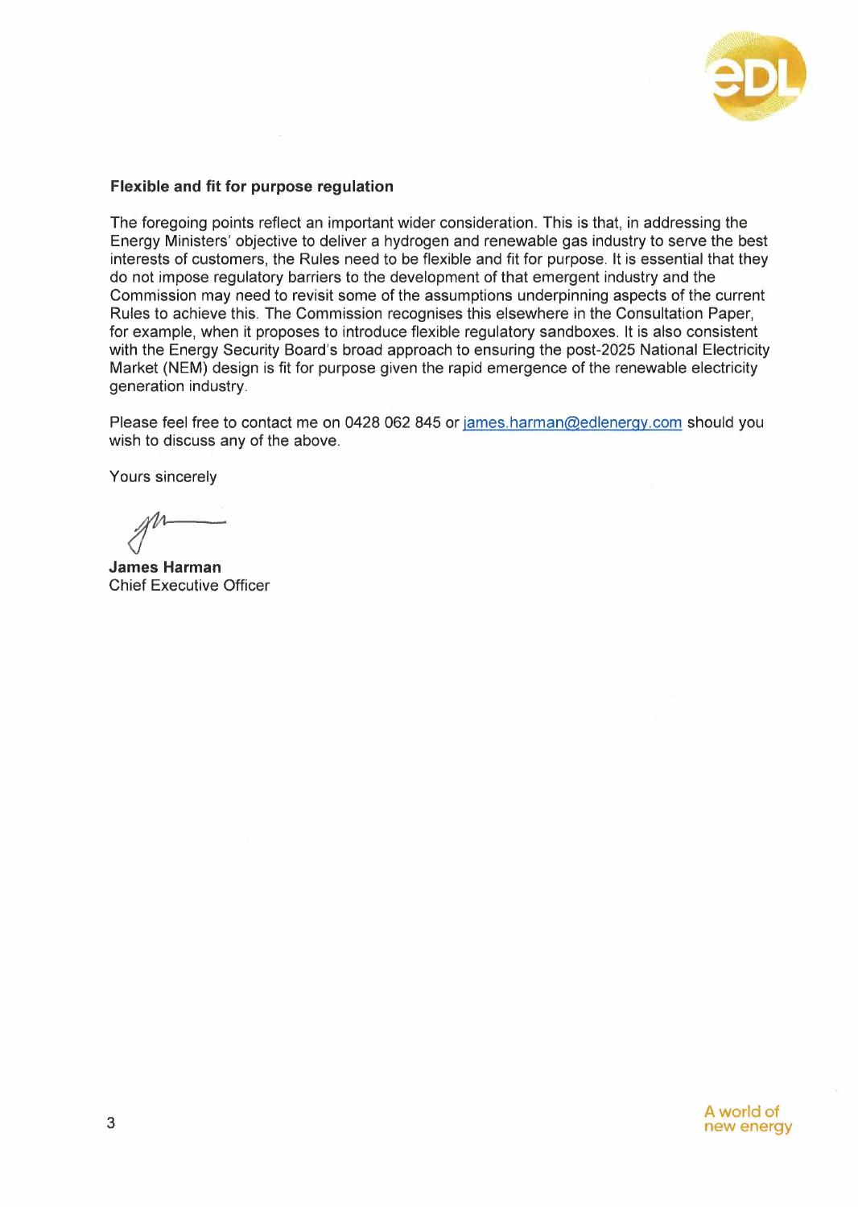**Flexible and fit for purpose regulation**

The foregoing points reflect an important wider consideration. This is that, in addressing the Energy Ministers' objective to deliver a hydrogen and renewable gas industry to serve the best interests of customers, the Rules need to be flexible and fit for purpose. It is essential that they do not impose regulatory barriers to the development of that emergent industry and the Commission may need to revisit some of the assumptions underpinning aspects of the current Rules to achieve this. The Commission recognises this elsewhere in the Consultation Paper, for example, when it proposes to introduce flexible regulatory sandboxes. It is also consistent with the Energy Security Board's broad approach to ensuring the post-2025 National Electricity Market (NEM) design is fit for purpose given the rapid emergence of the renewable electricity generation industry.

Please feel free to contact me on 0428 062 845 or james.harman@edlenergy.com should you wish to discuss any of the above.

Yours sincerely

**James Harman**
Chief Executive Officer